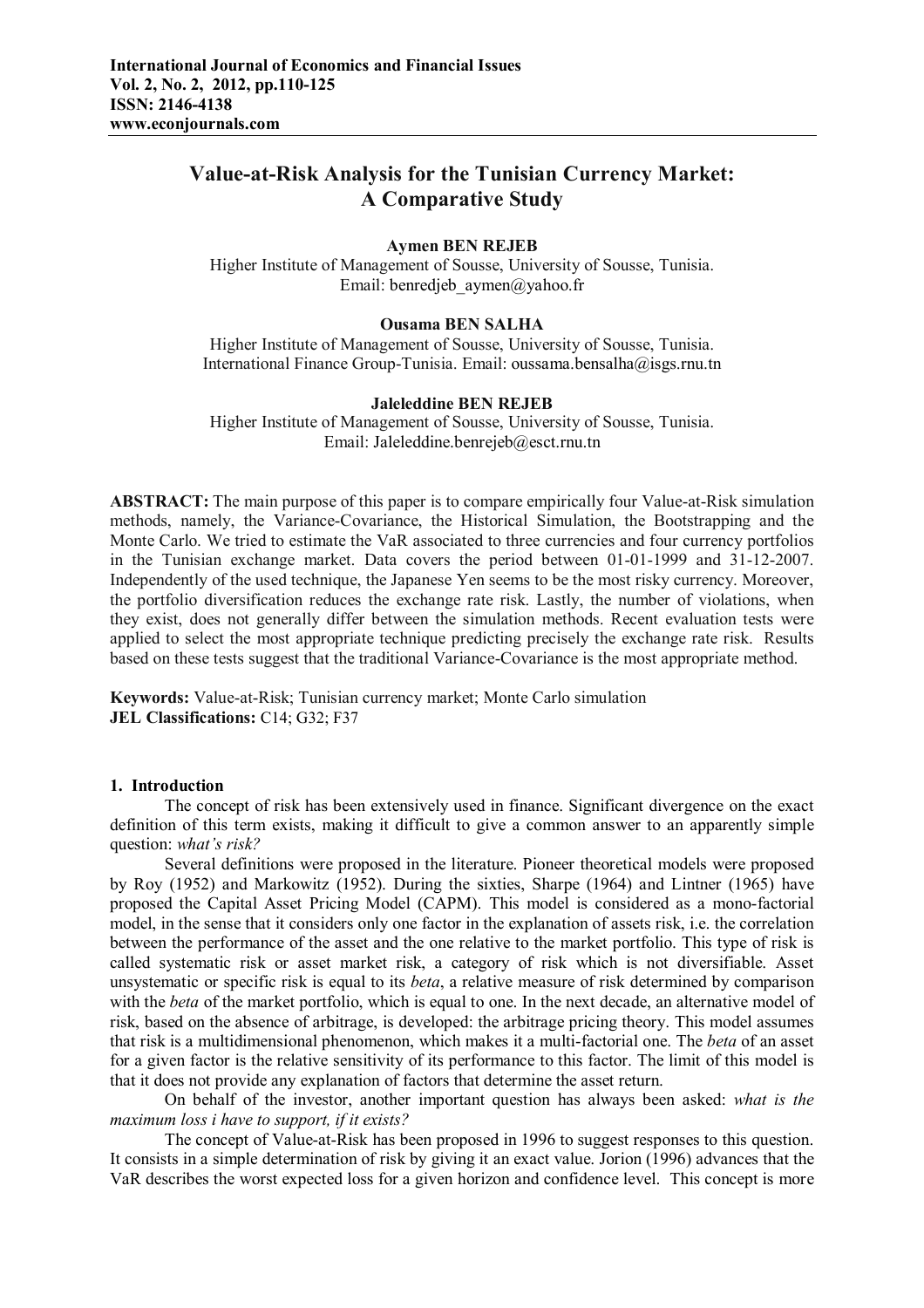# Value-at-Risk Analysis for the Tunisian Currency Market: A Comparative Study

**Aymen BEN REJEB**
Higher Institute of Management of Sousse, University of Sousse, Tunisia.
Email: benredjeb_aymen@yahoo.fr

**Ousama BEN SALHA**
Higher Institute of Management of Sousse, University of Sousse, Tunisia.
International Finance Group-Tunisia. Email: oussama.bensalha@isgs.rnu.tn

**Jaleleddine BEN REJEB**
Higher Institute of Management of Sousse, University of Sousse, Tunisia.
Email: Jaleleddine.benrejeb@esct.rnu.tn

**ABSTRACT:** The main purpose of this paper is to compare empirically four Value-at-Risk simulation methods, namely, the Variance-Covariance, the Historical Simulation, the Bootstrapping and the Monte Carlo. We tried to estimate the VaR associated to three currencies and four currency portfolios in the Tunisian exchange market. Data covers the period between 01-01-1999 and 31-12-2007. Independently of the used technique, the Japanese Yen seems to be the most risky currency. Moreover, the portfolio diversification reduces the exchange rate risk. Lastly, the number of violations, when they exist, does not generally differ between the simulation methods. Recent evaluation tests were applied to select the most appropriate technique predicting precisely the exchange rate risk. Results based on these tests suggest that the traditional Variance-Covariance is the most appropriate method.

**Keywords:** Value-at-Risk; Tunisian currency market; Monte Carlo simulation
**JEL Classifications:** C14; G32; F37

## 1. Introduction

The concept of risk has been extensively used in finance. Significant divergence on the exact definition of this term exists, making it difficult to give a common answer to an apparently simple question: *what's risk?*

Several definitions were proposed in the literature. Pioneer theoretical models were proposed by Roy (1952) and Markowitz (1952). During the sixties, Sharpe (1964) and Lintner (1965) have proposed the Capital Asset Pricing Model (CAPM). This model is considered as a mono-factorial model, in the sense that it considers only one factor in the explanation of assets risk, i.e. the correlation between the performance of the asset and the one relative to the market portfolio. This type of risk is called systematic risk or asset market risk, a category of risk which is not diversifiable. Asset unsystematic or specific risk is equal to its *beta*, a relative measure of risk determined by comparison with the *beta* of the market portfolio, which is equal to one. In the next decade, an alternative model of risk, based on the absence of arbitrage, is developed: the arbitrage pricing theory. This model assumes that risk is a multidimensional phenomenon, which makes it a multi-factorial one. The *beta* of an asset for a given factor is the relative sensitivity of its performance to this factor. The limit of this model is that it does not provide any explanation of factors that determine the asset return.

On behalf of the investor, another important question has always been asked: *what is the maximum loss i have to support, if it exists?*

The concept of Value-at-Risk has been proposed in 1996 to suggest responses to this question. It consists in a simple determination of risk by giving it an exact value. Jorion (1996) advances that the VaR describes the worst expected loss for a given horizon and confidence level. This concept is more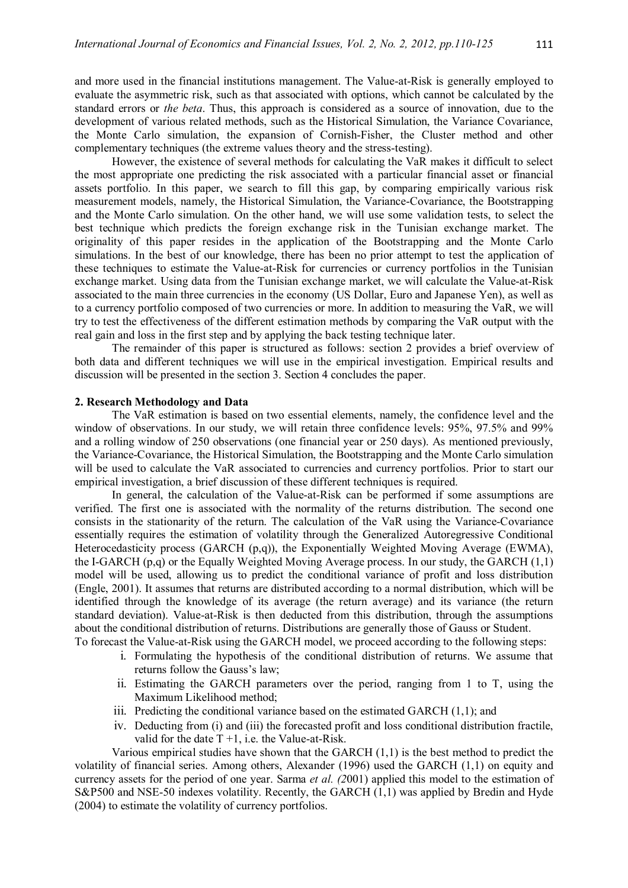and more used in the financial institutions management. The Value-at-Risk is generally employed to evaluate the asymmetric risk, such as that associated with options, which cannot be calculated by the standard errors or *the beta*. Thus, this approach is considered as a source of innovation, due to the development of various related methods, such as the Historical Simulation, the Variance Covariance, the Monte Carlo simulation, the expansion of Cornish-Fisher, the Cluster method and other complementary techniques (the extreme values theory and the stress-testing).

However, the existence of several methods for calculating the VaR makes it difficult to select the most appropriate one predicting the risk associated with a particular financial asset or financial assets portfolio. In this paper, we search to fill this gap, by comparing empirically various risk measurement models, namely, the Historical Simulation, the Variance-Covariance, the Bootstrapping and the Monte Carlo simulation. On the other hand, we will use some validation tests, to select the best technique which predicts the foreign exchange risk in the Tunisian exchange market. The originality of this paper resides in the application of the Bootstrapping and the Monte Carlo simulations. In the best of our knowledge, there has been no prior attempt to test the application of these techniques to estimate the Value-at-Risk for currencies or currency portfolios in the Tunisian exchange market. Using data from the Tunisian exchange market, we will calculate the Value-at-Risk associated to the main three currencies in the economy (US Dollar, Euro and Japanese Yen), as well as to a currency portfolio composed of two currencies or more. In addition to measuring the VaR, we will try to test the effectiveness of the different estimation methods by comparing the VaR output with the real gain and loss in the first step and by applying the back testing technique later.

The remainder of this paper is structured as follows: section 2 provides a brief overview of both data and different techniques we will use in the empirical investigation. Empirical results and discussion will be presented in the section 3. Section 4 concludes the paper.

## 2. Research Methodology and Data

The VaR estimation is based on two essential elements, namely, the confidence level and the window of observations. In our study, we will retain three confidence levels: 95%, 97.5% and 99% and a rolling window of 250 observations (one financial year or 250 days). As mentioned previously, the Variance-Covariance, the Historical Simulation, the Bootstrapping and the Monte Carlo simulation will be used to calculate the VaR associated to currencies and currency portfolios. Prior to start our empirical investigation, a brief discussion of these different techniques is required.

In general, the calculation of the Value-at-Risk can be performed if some assumptions are verified. The first one is associated with the normality of the returns distribution. The second one consists in the stationarity of the return. The calculation of the VaR using the Variance-Covariance essentially requires the estimation of volatility through the Generalized Autoregressive Conditional Heterocedasticity process (GARCH (p,q)), the Exponentially Weighted Moving Average (EWMA), the I-GARCH (p,q) or the Equally Weighted Moving Average process. In our study, the GARCH (1,1) model will be used, allowing us to predict the conditional variance of profit and loss distribution (Engle, 2001). It assumes that returns are distributed according to a normal distribution, which will be identified through the knowledge of its average (the return average) and its variance (the return standard deviation). Value-at-Risk is then deducted from this distribution, through the assumptions about the conditional distribution of returns. Distributions are generally those of Gauss or Student.
To forecast the Value-at-Risk using the GARCH model, we proceed according to the following steps:

i. Formulating the hypothesis of the conditional distribution of returns. We assume that returns follow the Gauss's law;
ii. Estimating the GARCH parameters over the period, ranging from 1 to T, using the Maximum Likelihood method;
iii. Predicting the conditional variance based on the estimated GARCH (1,1); and
iv. Deducting from (i) and (iii) the forecasted profit and loss conditional distribution fractile, valid for the date $T+1$, i.e. the Value-at-Risk.

Various empirical studies have shown that the GARCH (1,1) is the best method to predict the volatility of financial series. Among others, Alexander (1996) used the GARCH (1,1) on equity and currency assets for the period of one year. Sarma *et al. (*2001) applied this model to the estimation of S&P500 and NSE-50 indexes volatility. Recently, the GARCH (1,1) was applied by Bredin and Hyde (2004) to estimate the volatility of currency portfolios.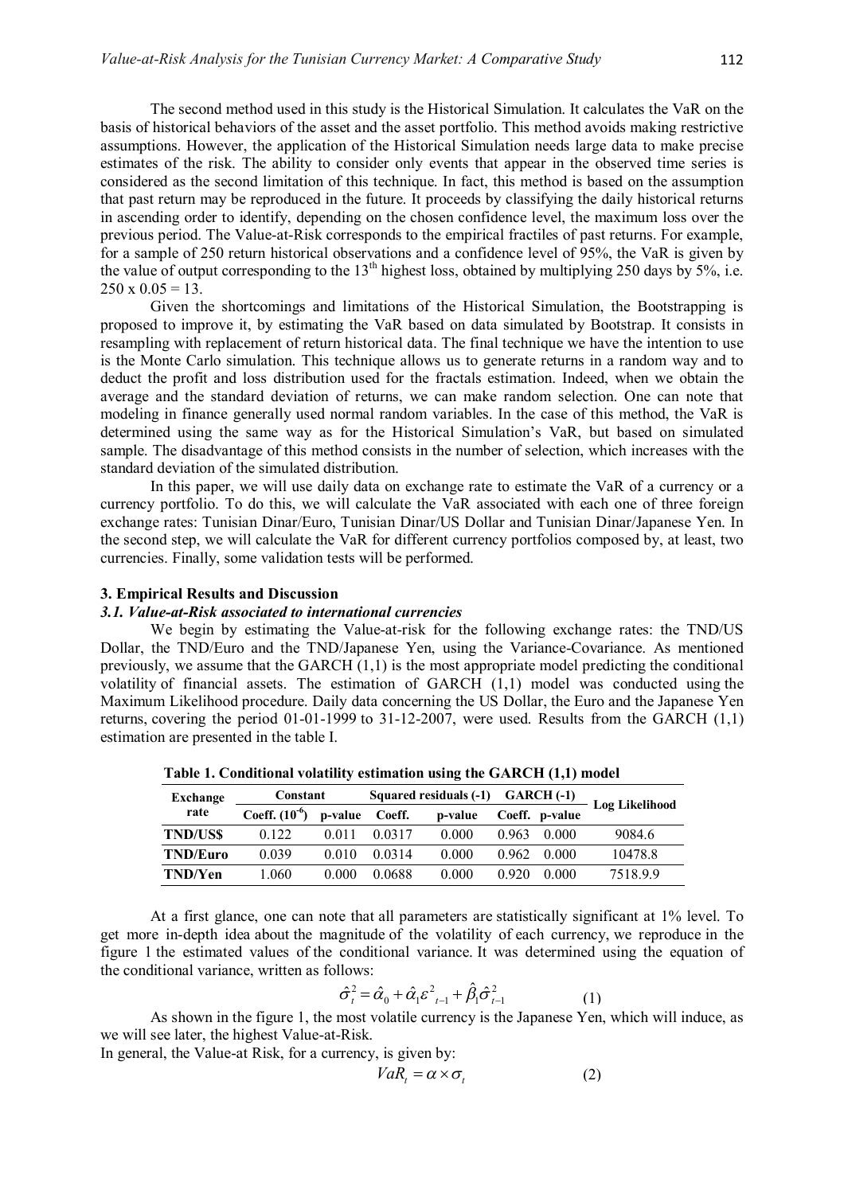The second method used in this study is the Historical Simulation. It calculates the VaR on the basis of historical behaviors of the asset and the asset portfolio. This method avoids making restrictive assumptions. However, the application of the Historical Simulation needs large data to make precise estimates of the risk. The ability to consider only events that appear in the observed time series is considered as the second limitation of this technique. In fact, this method is based on the assumption that past return may be reproduced in the future. It proceeds by classifying the daily historical returns in ascending order to identify, depending on the chosen confidence level, the maximum loss over the previous period. The Value-at-Risk corresponds to the empirical fractiles of past returns. For example, for a sample of 250 return historical observations and a confidence level of 95%, the VaR is given by the value of output corresponding to the 13th highest loss, obtained by multiplying 250 days by 5%, i.e. 250 x 0.05 = 13.

Given the shortcomings and limitations of the Historical Simulation, the Bootstrapping is proposed to improve it, by estimating the VaR based on data simulated by Bootstrap. It consists in resampling with replacement of return historical data. The final technique we have the intention to use is the Monte Carlo simulation. This technique allows us to generate returns in a random way and to deduct the profit and loss distribution used for the fractals estimation. Indeed, when we obtain the average and the standard deviation of returns, we can make random selection. One can note that modeling in finance generally used normal random variables. In the case of this method, the VaR is determined using the same way as for the Historical Simulation's VaR, but based on simulated sample. The disadvantage of this method consists in the number of selection, which increases with the standard deviation of the simulated distribution.

In this paper, we will use daily data on exchange rate to estimate the VaR of a currency or a currency portfolio. To do this, we will calculate the VaR associated with each one of three foreign exchange rates: Tunisian Dinar/Euro, Tunisian Dinar/US Dollar and Tunisian Dinar/Japanese Yen. In the second step, we will calculate the VaR for different currency portfolios composed by, at least, two currencies. Finally, some validation tests will be performed.

## 3. Empirical Results and Discussion

### *3.1. Value-at-Risk associated to international currencies*

We begin by estimating the Value-at-risk for the following exchange rates: the TND/US Dollar, the TND/Euro and the TND/Japanese Yen, using the Variance-Covariance. As mentioned previously, we assume that the GARCH (1,1) is the most appropriate model predicting the conditional volatility of financial assets. The estimation of GARCH (1,1) model was conducted using the Maximum Likelihood procedure. Daily data concerning the US Dollar, the Euro and the Japanese Yen returns, covering the period 01-01-1999 to 31-12-2007, were used. Results from the GARCH (1,1) estimation are presented in the table I.

**Table 1. Conditional volatility estimation using the GARCH (1,1) model**

| Exchange rate | Constant | | Squared residuals (-1) | | GARCH (-1) | | Log Likelihood |
|---|---|---|---|---|---|---|---|
| | Coeff. ($10^{-6}$) | p-value | Coeff. | p-value | Coeff. | p-value | |
| **TND/US$** | 0.122 | 0.011 | 0.0317 | 0.000 | 0.963 | 0.000 | 9084.6 |
| **TND/Euro** | 0.039 | 0.010 | 0.0314 | 0.000 | 0.962 | 0.000 | 10478.8 |
| **TND/Yen** | 1.060 | 0.000 | 0.0688 | 0.000 | 0.920 | 0.000 | 7518.9.9 |

At a first glance, one can note that all parameters are statistically significant at 1% level. To get more in-depth idea about the magnitude of the volatility of each currency, we reproduce in the figure 1 the estimated values of the conditional variance. It was determined using the equation of the conditional variance, written as follows:

$$\hat{\sigma}_t^2 = \hat{\alpha}_0 + \hat{\alpha}_1 \varepsilon^2_{t-1} + \hat{\beta}_1 \hat{\sigma}_{t-1}^2 \qquad (1)$$

As shown in the figure 1, the most volatile currency is the Japanese Yen, which will induce, as we will see later, the highest Value-at-Risk.

In general, the Value-at Risk, for a currency, is given by:

$$VaR_t = \alpha \times \sigma_t \qquad (2)$$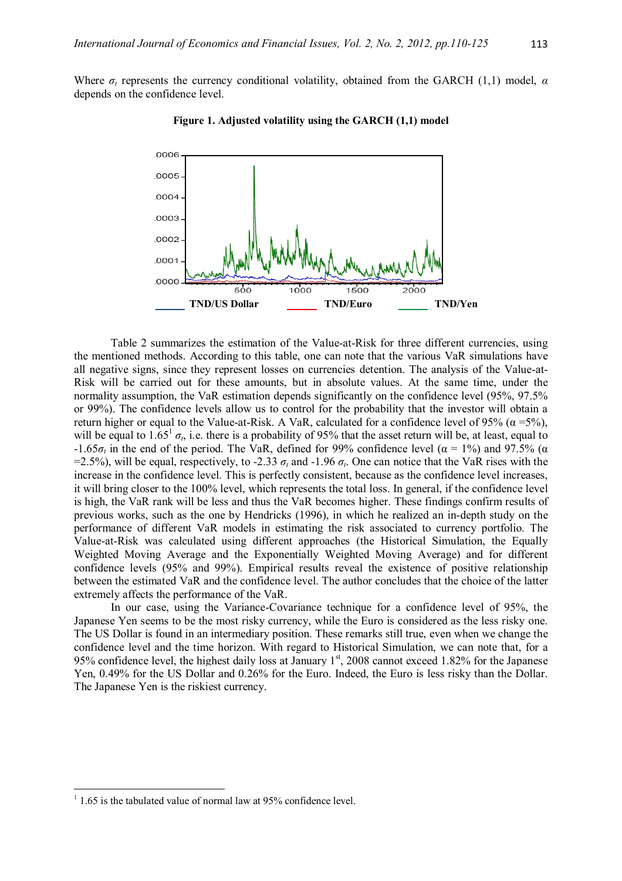Where $\sigma_t$ represents the currency conditional volatility, obtained from the GARCH (1,1) model, $\alpha$ depends on the confidence level.

**Figure 1. Adjusted volatility using the GARCH (1,1) model**

Table 2 summarizes the estimation of the Value-at-Risk for three different currencies, using the mentioned methods. According to this table, one can note that the various VaR simulations have all negative signs, since they represent losses on currencies detention. The analysis of the Value-at-Risk will be carried out for these amounts, but in absolute values. At the same time, under the normality assumption, the VaR estimation depends significantly on the confidence level (95%, 97.5% or 99%). The confidence levels allow us to control for the probability that the investor will obtain a return higher or equal to the Value-at-Risk. A VaR, calculated for a confidence level of 95% ($\alpha$ =5%), will be equal to 1.65[1] $\sigma_t$, i.e. there is a probability of 95% that the asset return will be, at least, equal to $-1.65\sigma_t$ in the end of the period. The VaR, defined for 99% confidence level ($\alpha$ = 1%) and 97.5% ($\alpha$ =2.5%), will be equal, respectively, to -2.33 $\sigma_t$ and -1.96 $\sigma_t$. One can notice that the VaR rises with the increase in the confidence level. This is perfectly consistent, because as the confidence level increases, it will bring closer to the 100% level, which represents the total loss. In general, if the confidence level is high, the VaR rank will be less and thus the VaR becomes higher. These findings confirm results of previous works, such as the one by Hendricks (1996), in which he realized an in-depth study on the performance of different VaR models in estimating the risk associated to currency portfolio. The Value-at-Risk was calculated using different approaches (the Historical Simulation, the Equally Weighted Moving Average and the Exponentially Weighted Moving Average) and for different confidence levels (95% and 99%). Empirical results reveal the existence of positive relationship between the estimated VaR and the confidence level. The author concludes that the choice of the latter extremely affects the performance of the VaR.

In our case, using the Variance-Covariance technique for a confidence level of 95%, the Japanese Yen seems to be the most risky currency, while the Euro is considered as the less risky one. The US Dollar is found in an intermediary position. These remarks still true, even when we change the confidence level and the time horizon. With regard to Historical Simulation, we can note that, for a 95% confidence level, the highest daily loss at January 1st, 2008 cannot exceed 1.82% for the Japanese Yen, 0.49% for the US Dollar and 0.26% for the Euro. Indeed, the Euro is less risky than the Dollar. The Japanese Yen is the riskiest currency.

---

[1] 1.65 is the tabulated value of normal law at 95% confidence level.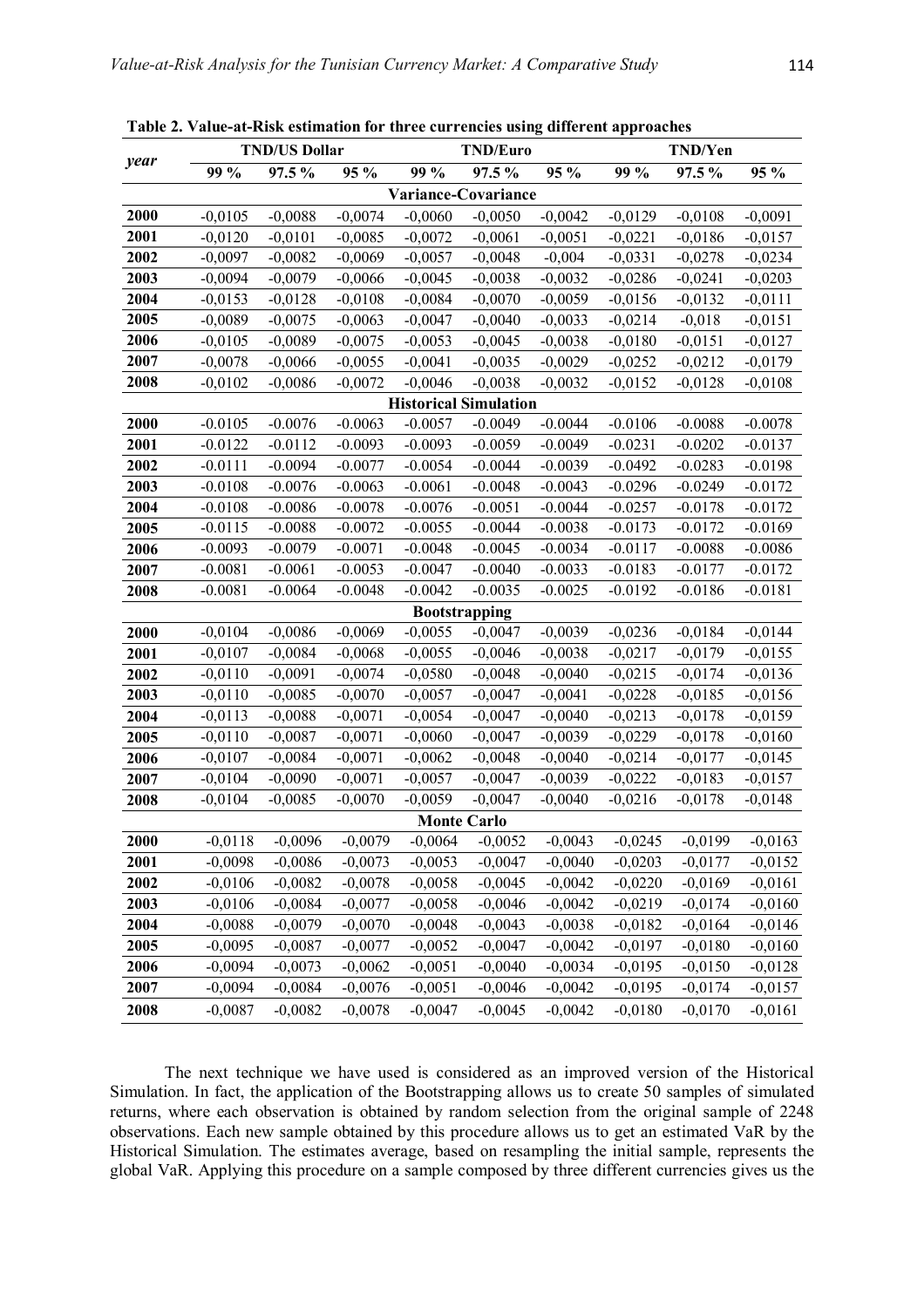**Table 2. Value-at-Risk estimation for three currencies using different approaches**

| *year* | TND/US Dollar | | | TND/Euro | | | TND/Yen | | |
|---|---|---|---|---|---|---|---|---|---|
| | 99 % | 97.5 % | 95 % | 99 % | 97.5 % | 95 % | 99 % | 97.5 % | 95 % |
| **Variance-Covariance** | | | | | | | | | |
| **2000** | -0,0105 | -0,0088 | -0,0074 | -0,0060 | -0,0050 | -0,0042 | -0,0129 | -0,0108 | -0,0091 |
| **2001** | -0,0120 | -0,0101 | -0,0085 | -0,0072 | -0,0061 | -0,0051 | -0,0221 | -0,0186 | -0,0157 |
| **2002** | -0,0097 | -0,0082 | -0,0069 | -0,0057 | -0,0048 | -0,004 | -0,0331 | -0,0278 | -0,0234 |
| **2003** | -0,0094 | -0,0079 | -0,0066 | -0,0045 | -0,0038 | -0,0032 | -0,0286 | -0,0241 | -0,0203 |
| **2004** | -0,0153 | -0,0128 | -0,0108 | -0,0084 | -0,0070 | -0,0059 | -0,0156 | -0,0132 | -0,0111 |
| **2005** | -0,0089 | -0,0075 | -0,0063 | -0,0047 | -0,0040 | -0,0033 | -0,0214 | -0,018 | -0,0151 |
| **2006** | -0,0105 | -0,0089 | -0,0075 | -0,0053 | -0,0045 | -0,0038 | -0,0180 | -0,0151 | -0,0127 |
| **2007** | -0,0078 | -0,0066 | -0,0055 | -0,0041 | -0,0035 | -0,0029 | -0,0252 | -0,0212 | -0,0179 |
| **2008** | -0,0102 | -0,0086 | -0,0072 | -0,0046 | -0,0038 | -0,0032 | -0,0152 | -0,0128 | -0,0108 |
| **Historical Simulation** | | | | | | | | | |
| **2000** | -0.0105 | -0.0076 | -0.0063 | -0.0057 | -0.0049 | -0.0044 | -0.0106 | -0.0088 | -0.0078 |
| **2001** | -0.0122 | -0.0112 | -0.0093 | -0.0093 | -0.0059 | -0.0049 | -0.0231 | -0.0202 | -0.0137 |
| **2002** | -0.0111 | -0.0094 | -0.0077 | -0.0054 | -0.0044 | -0.0039 | -0.0492 | -0.0283 | -0.0198 |
| **2003** | -0.0108 | -0.0076 | -0.0063 | -0.0061 | -0.0048 | -0.0043 | -0.0296 | -0.0249 | -0.0172 |
| **2004** | -0.0108 | -0.0086 | -0.0078 | -0.0076 | -0.0051 | -0.0044 | -0.0257 | -0.0178 | -0.0172 |
| **2005** | -0.0115 | -0.0088 | -0.0072 | -0.0055 | -0.0044 | -0.0038 | -0.0173 | -0.0172 | -0.0169 |
| **2006** | -0.0093 | -0.0079 | -0.0071 | -0.0048 | -0.0045 | -0.0034 | -0.0117 | -0.0088 | -0.0086 |
| **2007** | -0.0081 | -0.0061 | -0.0053 | -0.0047 | -0.0040 | -0.0033 | -0.0183 | -0.0177 | -0.0172 |
| **2008** | -0.0081 | -0.0064 | -0.0048 | -0.0042 | -0.0035 | -0.0025 | -0.0192 | -0.0186 | -0.0181 |
| **Bootstrapping** | | | | | | | | | |
| **2000** | -0,0104 | -0,0086 | -0,0069 | -0,0055 | -0,0047 | -0,0039 | -0,0236 | -0,0184 | -0,0144 |
| **2001** | -0,0107 | -0,0084 | -0,0068 | -0,0055 | -0,0046 | -0,0038 | -0,0217 | -0,0179 | -0,0155 |
| **2002** | -0,0110 | -0,0091 | -0,0074 | -0,0580 | -0,0048 | -0,0040 | -0,0215 | -0,0174 | -0,0136 |
| **2003** | -0,0110 | -0,0085 | -0,0070 | -0,0057 | -0,0047 | -0,0041 | -0,0228 | -0,0185 | -0,0156 |
| **2004** | -0,0113 | -0,0088 | -0,0071 | -0,0054 | -0,0047 | -0,0040 | -0,0213 | -0,0178 | -0,0159 |
| **2005** | -0,0110 | -0,0087 | -0,0071 | -0,0060 | -0,0047 | -0,0039 | -0,0229 | -0,0178 | -0,0160 |
| **2006** | -0,0107 | -0,0084 | -0,0071 | -0,0062 | -0,0048 | -0,0040 | -0,0214 | -0,0177 | -0,0145 |
| **2007** | -0,0104 | -0,0090 | -0,0071 | -0,0057 | -0,0047 | -0,0039 | -0,0222 | -0,0183 | -0,0157 |
| **2008** | -0,0104 | -0,0085 | -0,0070 | -0,0059 | -0,0047 | -0,0040 | -0,0216 | -0,0178 | -0,0148 |
| **Monte Carlo** | | | | | | | | | |
| **2000** | -0,0118 | -0,0096 | -0,0079 | -0,0064 | -0,0052 | -0,0043 | -0,0245 | -0,0199 | -0,0163 |
| **2001** | -0,0098 | -0,0086 | -0,0073 | -0,0053 | -0,0047 | -0,0040 | -0,0203 | -0,0177 | -0,0152 |
| **2002** | -0,0106 | -0,0082 | -0,0078 | -0,0058 | -0,0045 | -0,0042 | -0,0220 | -0,0169 | -0,0161 |
| **2003** | -0,0106 | -0,0084 | -0,0077 | -0,0058 | -0,0046 | -0,0042 | -0,0219 | -0,0174 | -0,0160 |
| **2004** | -0,0088 | -0,0079 | -0,0070 | -0,0048 | -0,0043 | -0,0038 | -0,0182 | -0,0164 | -0,0146 |
| **2005** | -0,0095 | -0,0087 | -0,0077 | -0,0052 | -0,0047 | -0,0042 | -0,0197 | -0,0180 | -0,0160 |
| **2006** | -0,0094 | -0,0073 | -0,0062 | -0,0051 | -0,0040 | -0,0034 | -0,0195 | -0,0150 | -0,0128 |
| **2007** | -0,0094 | -0,0084 | -0,0076 | -0,0051 | -0,0046 | -0,0042 | -0,0195 | -0,0174 | -0,0157 |
| **2008** | -0,0087 | -0,0082 | -0,0078 | -0,0047 | -0,0045 | -0,0042 | -0,0180 | -0,0170 | -0,0161 |

The next technique we have used is considered as an improved version of the Historical Simulation. In fact, the application of the Bootstrapping allows us to create 50 samples of simulated returns, where each observation is obtained by random selection from the original sample of 2248 observations. Each new sample obtained by this procedure allows us to get an estimated VaR by the Historical Simulation. The estimates average, based on resampling the initial sample, represents the global VaR. Applying this procedure on a sample composed by three different currencies gives us the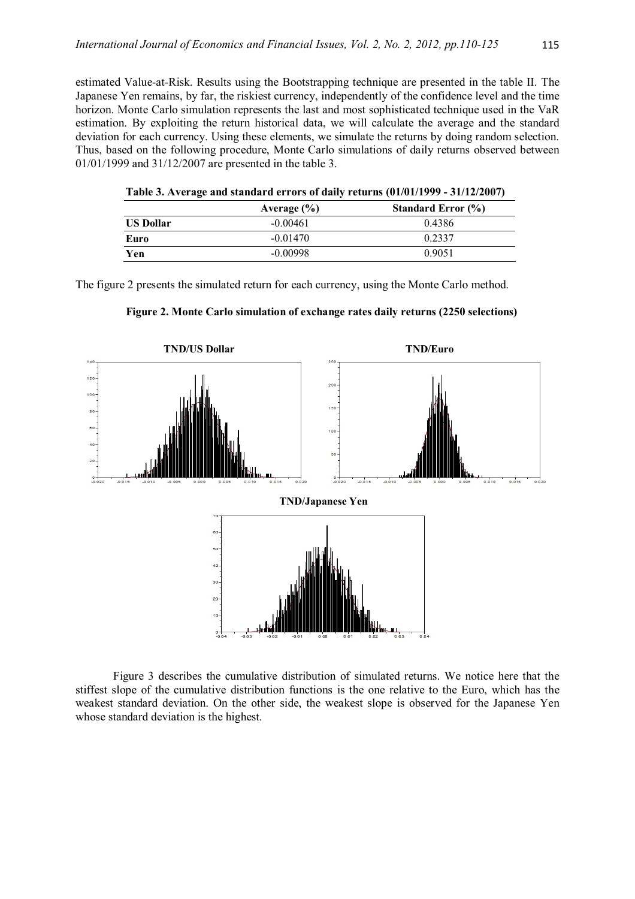estimated Value-at-Risk. Results using the Bootstrapping technique are presented in the table II. The Japanese Yen remains, by far, the riskiest currency, independently of the confidence level and the time horizon. Monte Carlo simulation represents the last and most sophisticated technique used in the VaR estimation. By exploiting the return historical data, we will calculate the average and the standard deviation for each currency. Using these elements, we simulate the returns by doing random selection. Thus, based on the following procedure, Monte Carlo simulations of daily returns observed between 01/01/1999 and 31/12/2007 are presented in the table 3.

**Table 3. Average and standard errors of daily returns (01/01/1999 - 31/12/2007)**

| | Average (%) | Standard Error (%) |
|---|---|---|
| **US Dollar** | -0.00461 | 0.4386 |
| **Euro** | -0.01470 | 0.2337 |
| **Yen** | -0.00998 | 0.9051 |

The figure 2 presents the simulated return for each currency, using the Monte Carlo method.

**Figure 2. Monte Carlo simulation of exchange rates daily returns (2250 selections)**

**TND/US Dollar**

**TND/Euro**

**TND/Japanese Yen**

Figure 3 describes the cumulative distribution of simulated returns. We notice here that the stiffest slope of the cumulative distribution functions is the one relative to the Euro, which has the weakest standard deviation. On the other side, the weakest slope is observed for the Japanese Yen whose standard deviation is the highest.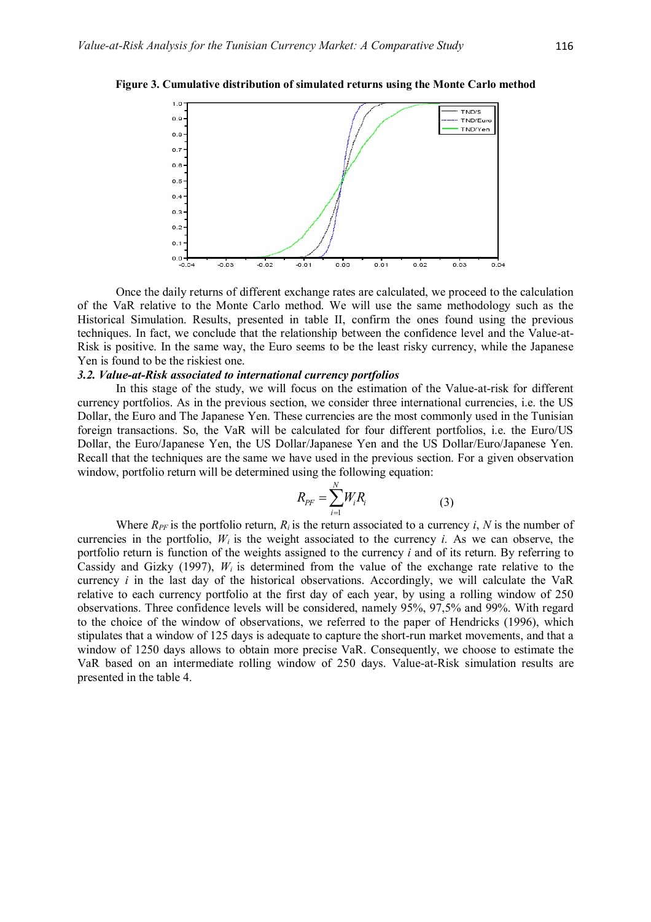**Figure 3. Cumulative distribution of simulated returns using the Monte Carlo method**

Once the daily returns of different exchange rates are calculated, we proceed to the calculation of the VaR relative to the Monte Carlo method. We will use the same methodology such as the Historical Simulation. Results, presented in table II, confirm the ones found using the previous techniques. In fact, we conclude that the relationship between the confidence level and the Value-at-Risk is positive. In the same way, the Euro seems to be the least risky currency, while the Japanese Yen is found to be the riskiest one.

### *3.2. Value-at-Risk associated to international currency portfolios*

In this stage of the study, we will focus on the estimation of the Value-at-risk for different currency portfolios. As in the previous section, we consider three international currencies, i.e. the US Dollar, the Euro and The Japanese Yen. These currencies are the most commonly used in the Tunisian foreign transactions. So, the VaR will be calculated for four different portfolios, i.e. the Euro/US Dollar, the Euro/Japanese Yen, the US Dollar/Japanese Yen and the US Dollar/Euro/Japanese Yen. Recall that the techniques are the same we have used in the previous section. For a given observation window, portfolio return will be determined using the following equation:

$$R_{PF} = \sum_{i=1}^{N} W_i R_i \qquad (3)$$

Where $R_{PF}$ is the portfolio return, $R_i$ is the return associated to a currency $i$, $N$ is the number of currencies in the portfolio, $W_i$ is the weight associated to the currency $i$. As we can observe, the portfolio return is function of the weights assigned to the currency $i$ and of its return. By referring to Cassidy and Gizky (1997), $W_i$ is determined from the value of the exchange rate relative to the currency $i$ in the last day of the historical observations. Accordingly, we will calculate the VaR relative to each currency portfolio at the first day of each year, by using a rolling window of 250 observations. Three confidence levels will be considered, namely 95%, 97,5% and 99%. With regard to the choice of the window of observations, we referred to the paper of Hendricks (1996), which stipulates that a window of 125 days is adequate to capture the short-run market movements, and that a window of 1250 days allows to obtain more precise VaR. Consequently, we choose to estimate the VaR based on an intermediate rolling window of 250 days. Value-at-Risk simulation results are presented in the table 4.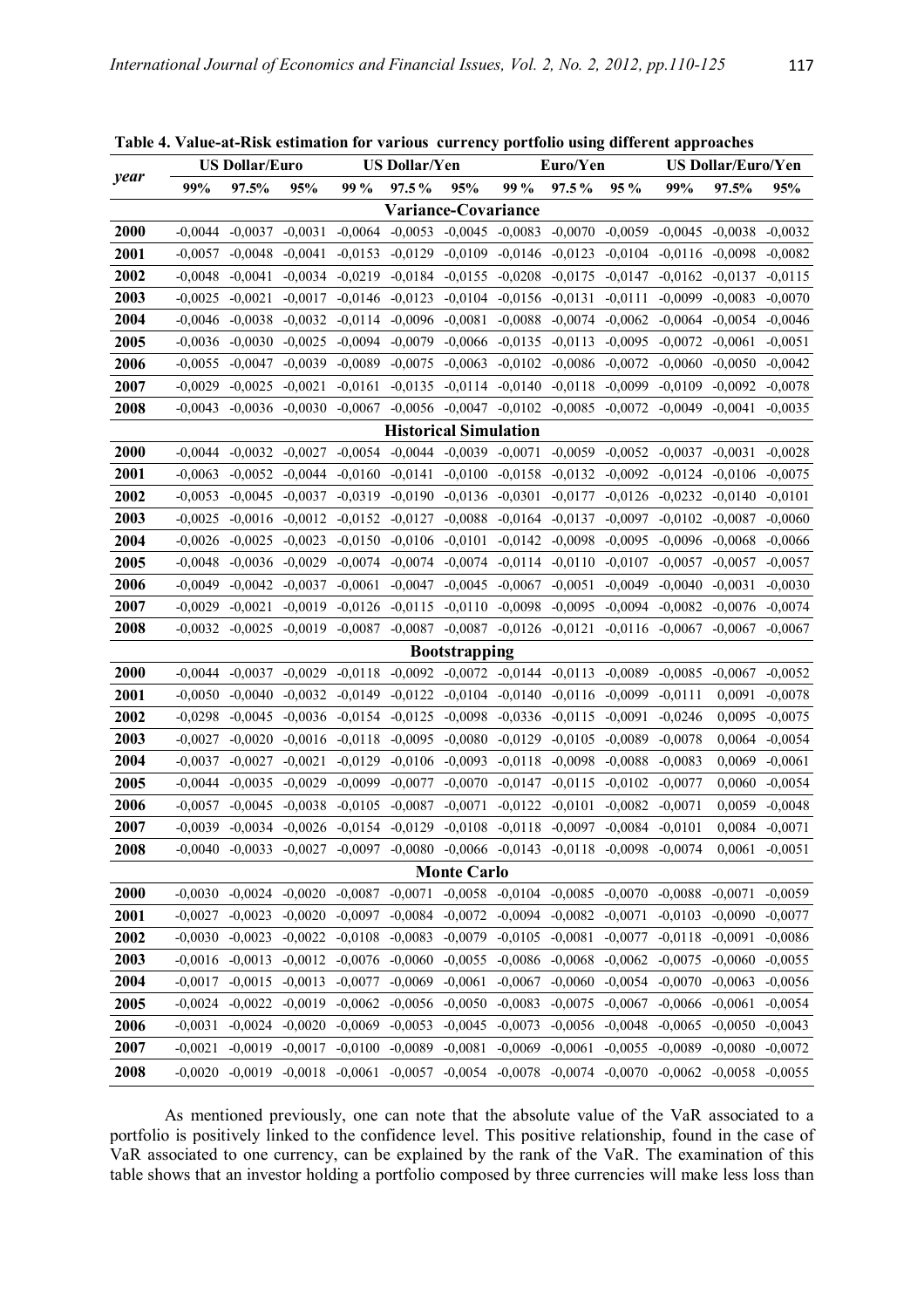**Table 4. Value-at-Risk estimation for various currency portfolio using different approaches**

| year | US Dollar/Euro | | | US Dollar/Yen | | | Euro/Yen | | | US Dollar/Euro/Yen | | |
|---|---|---|---|---|---|---|---|---|---|---|---|---|
| | 99% | 97.5% | 95% | 99 % | 97.5 % | 95% | 99 % | 97.5 % | 95 % | 99% | 97.5% | 95% |
| **Variance-Covariance** | | | | | | | | | | | | |
| **2000** | -0,0044 | -0,0037 | -0,0031 | -0,0064 | -0,0053 | -0,0045 | -0,0083 | -0,0070 | -0,0059 | -0,0045 | -0,0038 | -0,0032 |
| **2001** | -0,0057 | -0,0048 | -0,0041 | -0,0153 | -0,0129 | -0,0109 | -0,0146 | -0,0123 | -0,0104 | -0,0116 | -0,0098 | -0,0082 |
| **2002** | -0,0048 | -0,0041 | -0,0034 | -0,0219 | -0,0184 | -0,0155 | -0,0208 | -0,0175 | -0,0147 | -0,0162 | -0,0137 | -0,0115 |
| **2003** | -0,0025 | -0,0021 | -0,0017 | -0,0146 | -0,0123 | -0,0104 | -0,0156 | -0,0131 | -0,0111 | -0,0099 | -0,0083 | -0,0070 |
| **2004** | -0,0046 | -0,0038 | -0,0032 | -0,0114 | -0,0096 | -0,0081 | -0,0088 | -0,0074 | -0,0062 | -0,0064 | -0,0054 | -0,0046 |
| **2005** | -0,0036 | -0,0030 | -0,0025 | -0,0094 | -0,0079 | -0,0066 | -0,0135 | -0,0113 | -0,0095 | -0,0072 | -0,0061 | -0,0051 |
| **2006** | -0,0055 | -0,0047 | -0,0039 | -0,0089 | -0,0075 | -0,0063 | -0,0102 | -0,0086 | -0,0072 | -0,0060 | -0,0050 | -0,0042 |
| **2007** | -0,0029 | -0,0025 | -0,0021 | -0,0161 | -0,0135 | -0,0114 | -0,0140 | -0,0118 | -0,0099 | -0,0109 | -0,0092 | -0,0078 |
| **2008** | -0,0043 | -0,0036 | -0,0030 | -0,0067 | -0,0056 | -0,0047 | -0,0102 | -0,0085 | -0,0072 | -0,0049 | -0,0041 | -0,0035 |
| **Historical Simulation** | | | | | | | | | | | | |
| **2000** | -0,0044 | -0,0032 | -0,0027 | -0,0054 | -0,0044 | -0,0039 | -0,0071 | -0,0059 | -0,0052 | -0,0037 | -0,0031 | -0,0028 |
| **2001** | -0,0063 | -0,0052 | -0,0044 | -0,0160 | -0,0141 | -0,0100 | -0,0158 | -0,0132 | -0,0092 | -0,0124 | -0,0106 | -0,0075 |
| **2002** | -0,0053 | -0,0045 | -0,0037 | -0,0319 | -0,0190 | -0,0136 | -0,0301 | -0,0177 | -0,0126 | -0,0232 | -0,0140 | -0,0101 |
| **2003** | -0,0025 | -0,0016 | -0,0012 | -0,0152 | -0,0127 | -0,0088 | -0,0164 | -0,0137 | -0,0097 | -0,0102 | -0,0087 | -0,0060 |
| **2004** | -0,0026 | -0,0025 | -0,0023 | -0,0150 | -0,0106 | -0,0101 | -0,0142 | -0,0098 | -0,0095 | -0,0096 | -0,0068 | -0,0066 |
| **2005** | -0,0048 | -0,0036 | -0,0029 | -0,0074 | -0,0074 | -0,0074 | -0,0114 | -0,0110 | -0,0107 | -0,0057 | -0,0057 | -0,0057 |
| **2006** | -0,0049 | -0,0042 | -0,0037 | -0,0061 | -0,0047 | -0,0045 | -0,0067 | -0,0051 | -0,0049 | -0,0040 | -0,0031 | -0,0030 |
| **2007** | -0,0029 | -0,0021 | -0,0019 | -0,0126 | -0,0115 | -0,0110 | -0,0098 | -0,0095 | -0,0094 | -0,0082 | -0,0076 | -0,0074 |
| **2008** | -0,0032 | -0,0025 | -0,0019 | -0,0087 | -0,0087 | -0,0087 | -0,0126 | -0,0121 | -0,0116 | -0,0067 | -0,0067 | -0,0067 |
| **Bootstrapping** | | | | | | | | | | | | |
| **2000** | -0,0044 | -0,0037 | -0,0029 | -0,0118 | -0,0092 | -0,0072 | -0,0144 | -0,0113 | -0,0089 | -0,0085 | -0,0067 | -0,0052 |
| **2001** | -0,0050 | -0,0040 | -0,0032 | -0,0149 | -0,0122 | -0,0104 | -0,0140 | -0,0116 | -0,0099 | -0,0111 | 0,0091 | -0,0078 |
| **2002** | -0,0298 | -0,0045 | -0,0036 | -0,0154 | -0,0125 | -0,0098 | -0,0336 | -0,0115 | -0,0091 | -0,0246 | 0,0095 | -0,0075 |
| **2003** | -0,0027 | -0,0020 | -0,0016 | -0,0118 | -0,0095 | -0,0080 | -0,0129 | -0,0105 | -0,0089 | -0,0078 | 0,0064 | -0,0054 |
| **2004** | -0,0037 | -0,0027 | -0,0021 | -0,0129 | -0,0106 | -0,0093 | -0,0118 | -0,0098 | -0,0088 | -0,0083 | 0,0069 | -0,0061 |
| **2005** | -0,0044 | -0,0035 | -0,0029 | -0,0099 | -0,0077 | -0,0070 | -0,0147 | -0,0115 | -0,0102 | -0,0077 | 0,0060 | -0,0054 |
| **2006** | -0,0057 | -0,0045 | -0,0038 | -0,0105 | -0,0087 | -0,0071 | -0,0122 | -0,0101 | -0,0082 | -0,0071 | 0,0059 | -0,0048 |
| **2007** | -0,0039 | -0,0034 | -0,0026 | -0,0154 | -0,0129 | -0,0108 | -0,0118 | -0,0097 | -0,0084 | -0,0101 | 0,0084 | -0,0071 |
| **2008** | -0,0040 | -0,0033 | -0,0027 | -0,0097 | -0,0080 | -0,0066 | -0,0143 | -0,0118 | -0,0098 | -0,0074 | 0,0061 | -0,0051 |
| **Monte Carlo** | | | | | | | | | | | | |
| **2000** | -0,0030 | -0,0024 | -0,0020 | -0,0087 | -0,0071 | -0,0058 | -0,0104 | -0,0085 | -0,0070 | -0,0088 | -0,0071 | -0,0059 |
| **2001** | -0,0027 | -0,0023 | -0,0020 | -0,0097 | -0,0084 | -0,0072 | -0,0094 | -0,0082 | -0,0071 | -0,0103 | -0,0090 | -0,0077 |
| **2002** | -0,0030 | -0,0023 | -0,0022 | -0,0108 | -0,0083 | -0,0079 | -0,0105 | -0,0081 | -0,0077 | -0,0118 | -0,0091 | -0,0086 |
| **2003** | -0,0016 | -0,0013 | -0,0012 | -0,0076 | -0,0060 | -0,0055 | -0,0086 | -0,0068 | -0,0062 | -0,0075 | -0,0060 | -0,0055 |
| **2004** | -0,0017 | -0,0015 | -0,0013 | -0,0077 | -0,0069 | -0,0061 | -0,0067 | -0,0060 | -0,0054 | -0,0070 | -0,0063 | -0,0056 |
| **2005** | -0,0024 | -0,0022 | -0,0019 | -0,0062 | -0,0056 | -0,0050 | -0,0083 | -0,0075 | -0,0067 | -0,0066 | -0,0061 | -0,0054 |
| **2006** | -0,0031 | -0,0024 | -0,0020 | -0,0069 | -0,0053 | -0,0045 | -0,0073 | -0,0056 | -0,0048 | -0,0065 | -0,0050 | -0,0043 |
| **2007** | -0,0021 | -0,0019 | -0,0017 | -0,0100 | -0,0089 | -0,0081 | -0,0069 | -0,0061 | -0,0055 | -0,0089 | -0,0080 | -0,0072 |
| **2008** | -0,0020 | -0,0019 | -0,0018 | -0,0061 | -0,0057 | -0,0054 | -0,0078 | -0,0074 | -0,0070 | -0,0062 | -0,0058 | -0,0055 |

As mentioned previously, one can note that the absolute value of the VaR associated to a portfolio is positively linked to the confidence level. This positive relationship, found in the case of VaR associated to one currency, can be explained by the rank of the VaR. The examination of this table shows that an investor holding a portfolio composed by three currencies will make less loss than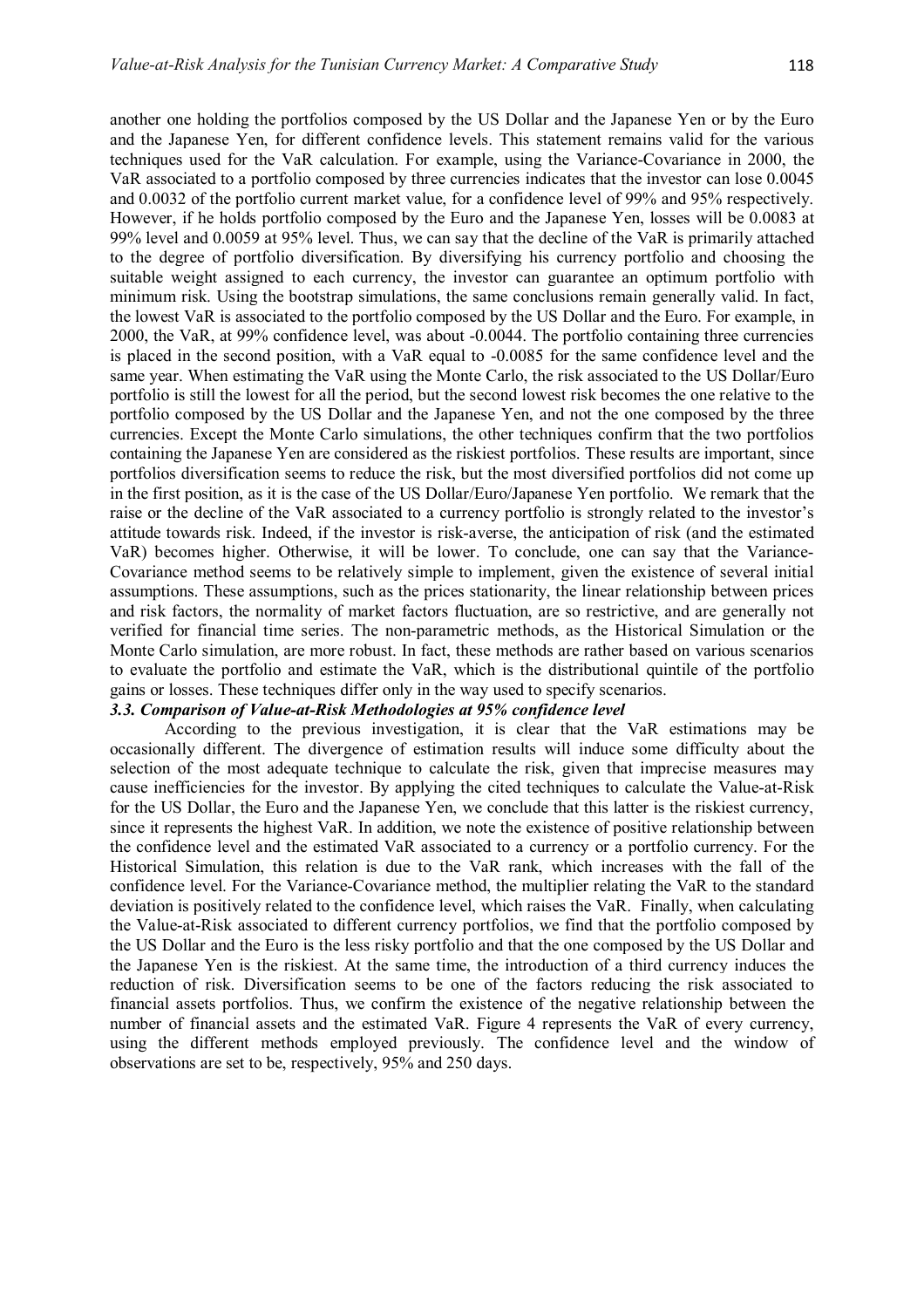another one holding the portfolios composed by the US Dollar and the Japanese Yen or by the Euro and the Japanese Yen, for different confidence levels. This statement remains valid for the various techniques used for the VaR calculation. For example, using the Variance-Covariance in 2000, the VaR associated to a portfolio composed by three currencies indicates that the investor can lose 0.0045 and 0.0032 of the portfolio current market value, for a confidence level of 99% and 95% respectively. However, if he holds portfolio composed by the Euro and the Japanese Yen, losses will be 0.0083 at 99% level and 0.0059 at 95% level. Thus, we can say that the decline of the VaR is primarily attached to the degree of portfolio diversification. By diversifying his currency portfolio and choosing the suitable weight assigned to each currency, the investor can guarantee an optimum portfolio with minimum risk. Using the bootstrap simulations, the same conclusions remain generally valid. In fact, the lowest VaR is associated to the portfolio composed by the US Dollar and the Euro. For example, in 2000, the VaR, at 99% confidence level, was about -0.0044. The portfolio containing three currencies is placed in the second position, with a VaR equal to -0.0085 for the same confidence level and the same year. When estimating the VaR using the Monte Carlo, the risk associated to the US Dollar/Euro portfolio is still the lowest for all the period, but the second lowest risk becomes the one relative to the portfolio composed by the US Dollar and the Japanese Yen, and not the one composed by the three currencies. Except the Monte Carlo simulations, the other techniques confirm that the two portfolios containing the Japanese Yen are considered as the riskiest portfolios. These results are important, since portfolios diversification seems to reduce the risk, but the most diversified portfolios did not come up in the first position, as it is the case of the US Dollar/Euro/Japanese Yen portfolio. We remark that the raise or the decline of the VaR associated to a currency portfolio is strongly related to the investor's attitude towards risk. Indeed, if the investor is risk-averse, the anticipation of risk (and the estimated VaR) becomes higher. Otherwise, it will be lower. To conclude, one can say that the Variance-Covariance method seems to be relatively simple to implement, given the existence of several initial assumptions. These assumptions, such as the prices stationarity, the linear relationship between prices and risk factors, the normality of market factors fluctuation, are so restrictive, and are generally not verified for financial time series. The non-parametric methods, as the Historical Simulation or the Monte Carlo simulation, are more robust. In fact, these methods are rather based on various scenarios to evaluate the portfolio and estimate the VaR, which is the distributional quintile of the portfolio gains or losses. These techniques differ only in the way used to specify scenarios.

### *3.3. Comparison of Value-at-Risk Methodologies at 95% confidence level*

According to the previous investigation, it is clear that the VaR estimations may be occasionally different. The divergence of estimation results will induce some difficulty about the selection of the most adequate technique to calculate the risk, given that imprecise measures may cause inefficiencies for the investor. By applying the cited techniques to calculate the Value-at-Risk for the US Dollar, the Euro and the Japanese Yen, we conclude that this latter is the riskiest currency, since it represents the highest VaR. In addition, we note the existence of positive relationship between the confidence level and the estimated VaR associated to a currency or a portfolio currency. For the Historical Simulation, this relation is due to the VaR rank, which increases with the fall of the confidence level. For the Variance-Covariance method, the multiplier relating the VaR to the standard deviation is positively related to the confidence level, which raises the VaR. Finally, when calculating the Value-at-Risk associated to different currency portfolios, we find that the portfolio composed by the US Dollar and the Euro is the less risky portfolio and that the one composed by the US Dollar and the Japanese Yen is the riskiest. At the same time, the introduction of a third currency induces the reduction of risk. Diversification seems to be one of the factors reducing the risk associated to financial assets portfolios. Thus, we confirm the existence of the negative relationship between the number of financial assets and the estimated VaR. Figure 4 represents the VaR of every currency, using the different methods employed previously. The confidence level and the window of observations are set to be, respectively, 95% and 250 days.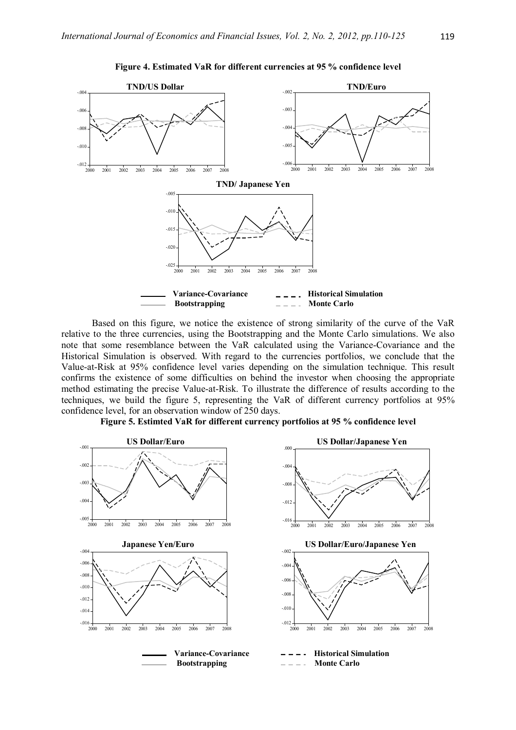**Figure 4. Estimated VaR for different currencies at 95 % confidence level**

Based on this figure, we notice the existence of strong similarity of the curve of the VaR relative to the three currencies, using the Bootstrapping and the Monte Carlo simulations. We also note that some resemblance between the VaR calculated using the Variance-Covariance and the Historical Simulation is observed. With regard to the currencies portfolios, we conclude that the Value-at-Risk at 95% confidence level varies depending on the simulation technique. This result confirms the existence of some difficulties on behind the investor when choosing the appropriate method estimating the precise Value-at-Risk. To illustrate the difference of results according to the techniques, we build the figure 5, representing the VaR of different currency portfolios at 95% confidence level, for an observation window of 250 days.

**Figure 5. Estimted VaR for different currency portfolios at 95 % confidence level**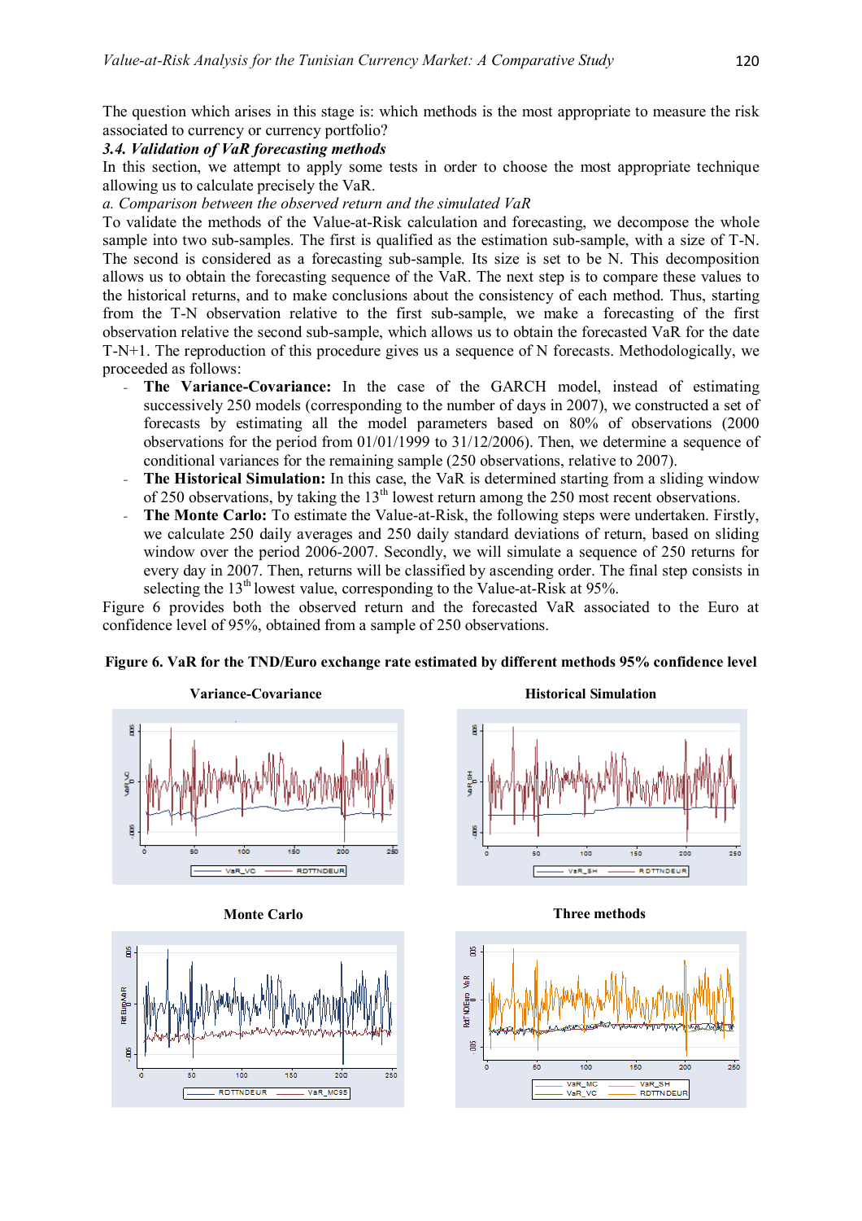The question which arises in this stage is: which methods is the most appropriate to measure the risk associated to currency or currency portfolio?

### *3.4. Validation of VaR forecasting methods*

In this section, we attempt to apply some tests in order to choose the most appropriate technique allowing us to calculate precisely the VaR.

*a. Comparison between the observed return and the simulated VaR*

To validate the methods of the Value-at-Risk calculation and forecasting, we decompose the whole sample into two sub-samples. The first is qualified as the estimation sub-sample, with a size of T-N. The second is considered as a forecasting sub-sample. Its size is set to be N. This decomposition allows us to obtain the forecasting sequence of the VaR. The next step is to compare these values to the historical returns, and to make conclusions about the consistency of each method. Thus, starting from the T-N observation relative to the first sub-sample, we make a forecasting of the first observation relative the second sub-sample, which allows us to obtain the forecasted VaR for the date T-N+1. The reproduction of this procedure gives us a sequence of N forecasts. Methodologically, we proceeded as follows:

- **The Variance-Covariance:** In the case of the GARCH model, instead of estimating successively 250 models (corresponding to the number of days in 2007), we constructed a set of forecasts by estimating all the model parameters based on 80% of observations (2000 observations for the period from 01/01/1999 to 31/12/2006). Then, we determine a sequence of conditional variances for the remaining sample (250 observations, relative to 2007).
- **The Historical Simulation:** In this case, the VaR is determined starting from a sliding window of 250 observations, by taking the 13[th] lowest return among the 250 most recent observations.
- **The Monte Carlo:** To estimate the Value-at-Risk, the following steps were undertaken. Firstly, we calculate 250 daily averages and 250 daily standard deviations of return, based on sliding window over the period 2006-2007. Secondly, we will simulate a sequence of 250 returns for every day in 2007. Then, returns will be classified by ascending order. The final step consists in selecting the 13[th] lowest value, corresponding to the Value-at-Risk at 95%.

Figure 6 provides both the observed return and the forecasted VaR associated to the Euro at confidence level of 95%, obtained from a sample of 250 observations.

**Figure 6. VaR for the TND/Euro exchange rate estimated by different methods 95% confidence level**

Variance-Covariance | Historical Simulation | Monte Carlo | Three methods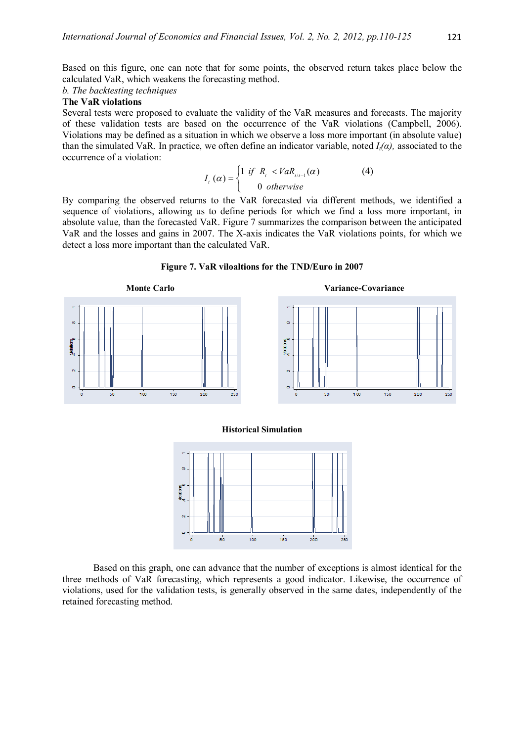Based on this figure, one can note that for some points, the observed return takes place below the calculated VaR, which weakens the forecasting method.

*b. The backtesting techniques*

**The VaR violations**

Several tests were proposed to evaluate the validity of the VaR measures and forecasts. The majority of these validation tests are based on the occurrence of the VaR violations (Campbell, 2006). Violations may be defined as a situation in which we observe a loss more important (in absolute value) than the simulated VaR. In practice, we often define an indicator variable, noted $I_t(\alpha)$, associated to the occurrence of a violation:

$$I_t(\alpha) = \begin{cases} 1 \text{ if } R_t < VaR_{t/t-1}(\alpha) \\ 0 \text{ otherwise} \end{cases} \tag{4}$$

By comparing the observed returns to the VaR forecasted via different methods, we identified a sequence of violations, allowing us to define periods for which we find a loss more important, in absolute value, than the forecasted VaR. Figure 7 summarizes the comparison between the anticipated VaR and the losses and gains in 2007. The X-axis indicates the VaR violations points, for which we detect a loss more important than the calculated VaR.

**Figure 7. VaR viloaltions for the TND/Euro in 2007**

**Monte Carlo** **Variance-Covariance**

**Historical Simulation**

Based on this graph, one can advance that the number of exceptions is almost identical for the three methods of VaR forecasting, which represents a good indicator. Likewise, the occurrence of violations, used for the validation tests, is generally observed in the same dates, independently of the retained forecasting method.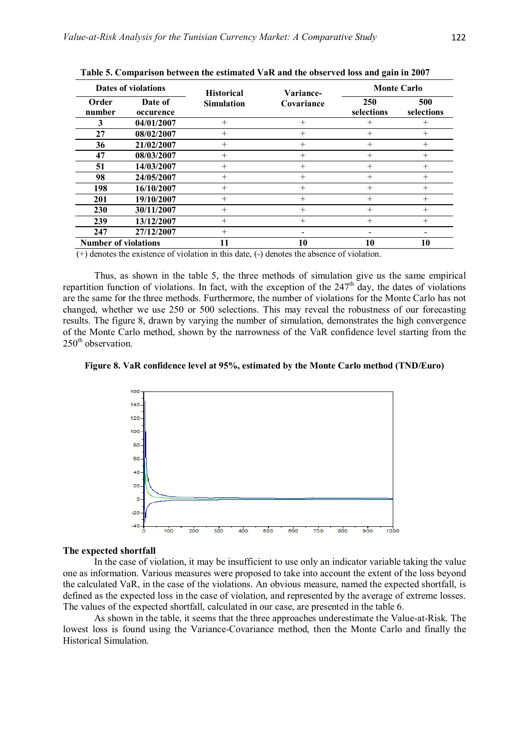**Table 5. Comparison between the estimated VaR and the observed loss and gain in 2007**

| Dates of violations | | Historical Simulation | Variance-Covariance | Monte Carlo | |
|---|---|---|---|---|---|
| Order number | Date of occurence | | | 250 selections | 500 selections |
| 3 | 04/01/2007 | + | + | + | + |
| 27 | 08/02/2007 | + | + | + | + |
| 36 | 21/02/2007 | + | + | + | + |
| 47 | 08/03/2007 | + | + | + | + |
| 51 | 14/03/2007 | + | + | + | + |
| 98 | 24/05/2007 | + | + | + | + |
| 198 | 16/10/2007 | + | + | + | + |
| 201 | 19/10/2007 | + | + | + | + |
| 230 | 30/11/2007 | + | + | + | + |
| 239 | 13/12/2007 | + | + | + | + |
| 247 | 27/12/2007 | + | - | - | - |
| **Number of violations** | | **11** | **10** | **10** | **10** |

(+) denotes the existence of violation in this date, (-) denotes the absence of violation.

Thus, as shown in the table 5, the three methods of simulation give us the same empirical repartition function of violations. In fact, with the exception of the 247th day, the dates of violations are the same for the three methods. Furthermore, the number of violations for the Monte Carlo has not changed, whether we use 250 or 500 selections. This may reveal the robustness of our forecasting results. The figure 8, drawn by varying the number of simulation, demonstrates the high convergence of the Monte Carlo method, shown by the narrowness of the VaR confidence level starting from the 250th observation.

**Figure 8. VaR confidence level at 95%, estimated by the Monte Carlo method (TND/Euro)**

#### The expected shortfall

In the case of violation, it may be insufficient to use only an indicator variable taking the value one as information. Various measures were proposed to take into account the extent of the loss beyond the calculated VaR, in the case of the violations. An obvious measure, named the expected shortfall, is defined as the expected loss in the case of violation, and represented by the average of extreme losses. The values of the expected shortfall, calculated in our case, are presented in the table 6.

As shown in the table, it seems that the three approaches underestimate the Value-at-Risk. The lowest loss is found using the Variance-Covariance method, then the Monte Carlo and finally the Historical Simulation.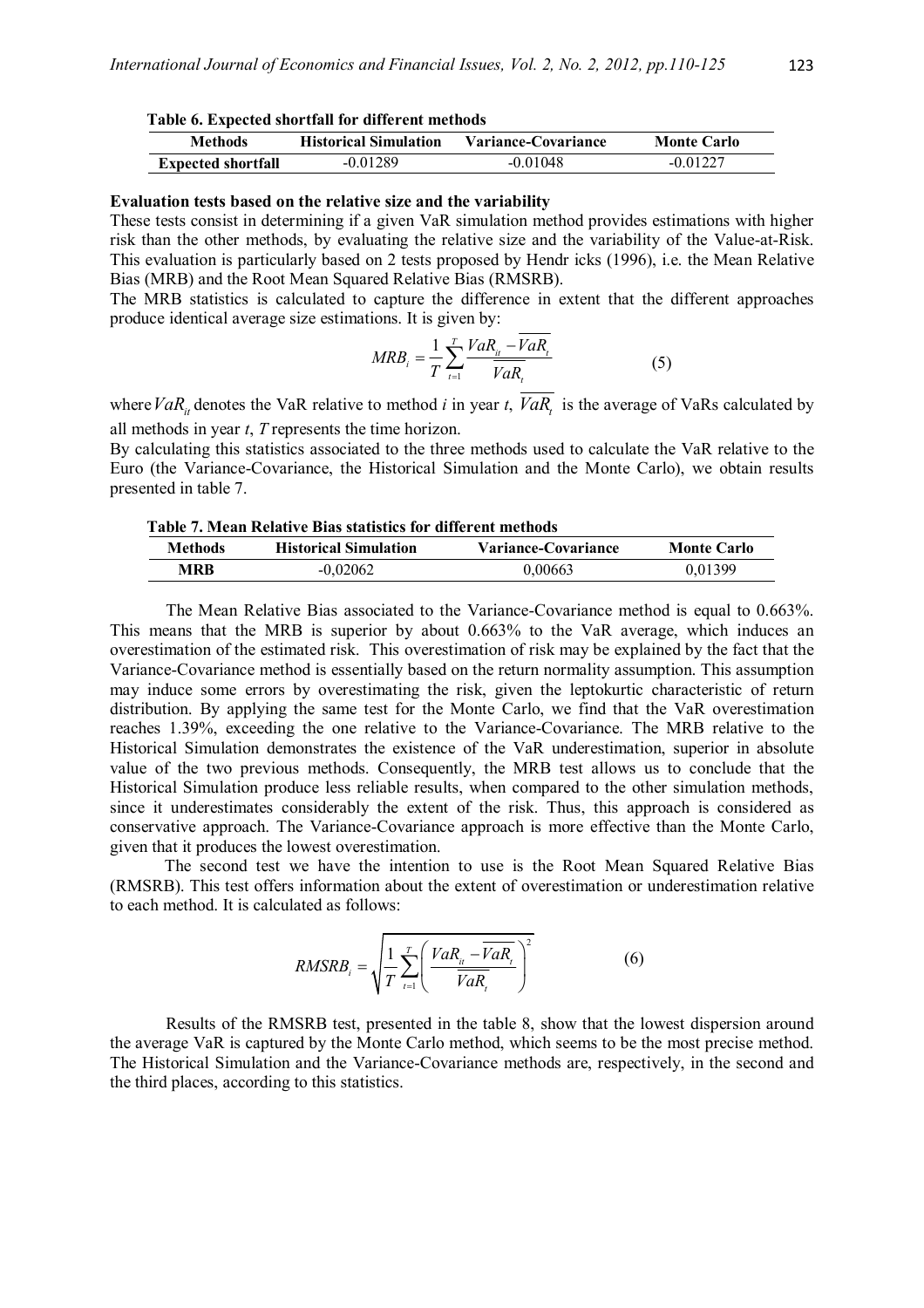**Table 6. Expected shortfall for different methods**

| Methods | Historical Simulation | Variance-Covariance | Monte Carlo |
|---|---|---|---|
| Expected shortfall | -0.01289 | -0.01048 | -0.01227 |

**Evaluation tests based on the relative size and the variability**

These tests consist in determining if a given VaR simulation method provides estimations with higher risk than the other methods, by evaluating the relative size and the variability of the Value-at-Risk. This evaluation is particularly based on 2 tests proposed by Hendr icks (1996), i.e. the Mean Relative Bias (MRB) and the Root Mean Squared Relative Bias (RMSRB).

The MRB statistics is calculated to capture the difference in extent that the different approaches produce identical average size estimations. It is given by:

$$MRB_i = \frac{1}{T}\sum_{t=1}^{T}\frac{VaR_{it} - \overline{VaR_t}}{\overline{VaR_t}} \qquad (5)$$

where $VaR_{it}$ denotes the VaR relative to method $i$ in year $t$, $\overline{VaR_t}$ is the average of VaRs calculated by all methods in year $t$, $T$ represents the time horizon.

By calculating this statistics associated to the three methods used to calculate the VaR relative to the Euro (the Variance-Covariance, the Historical Simulation and the Monte Carlo), we obtain results presented in table 7.

**Table 7. Mean Relative Bias statistics for different methods**

| Methods | Historical Simulation | Variance-Covariance | Monte Carlo |
|---|---|---|---|
| MRB | -0,02062 | 0,00663 | 0,01399 |

The Mean Relative Bias associated to the Variance-Covariance method is equal to 0.663%. This means that the MRB is superior by about 0.663% to the VaR average, which induces an overestimation of the estimated risk. This overestimation of risk may be explained by the fact that the Variance-Covariance method is essentially based on the return normality assumption. This assumption may induce some errors by overestimating the risk, given the leptokurtic characteristic of return distribution. By applying the same test for the Monte Carlo, we find that the VaR overestimation reaches 1.39%, exceeding the one relative to the Variance-Covariance. The MRB relative to the Historical Simulation demonstrates the existence of the VaR underestimation, superior in absolute value of the two previous methods. Consequently, the MRB test allows us to conclude that the Historical Simulation produce less reliable results, when compared to the other simulation methods, since it underestimates considerably the extent of the risk. Thus, this approach is considered as conservative approach. The Variance-Covariance approach is more effective than the Monte Carlo, given that it produces the lowest overestimation.

The second test we have the intention to use is the Root Mean Squared Relative Bias (RMSRB). This test offers information about the extent of overestimation or underestimation relative to each method. It is calculated as follows:

$$RMSRB_i = \sqrt{\frac{1}{T}\sum_{t=1}^{T}\left(\frac{VaR_{it} - \overline{VaR_t}}{\overline{VaR_t}}\right)^2} \qquad (6)$$

Results of the RMSRB test, presented in the table 8, show that the lowest dispersion around the average VaR is captured by the Monte Carlo method, which seems to be the most precise method. The Historical Simulation and the Variance-Covariance methods are, respectively, in the second and the third places, according to this statistics.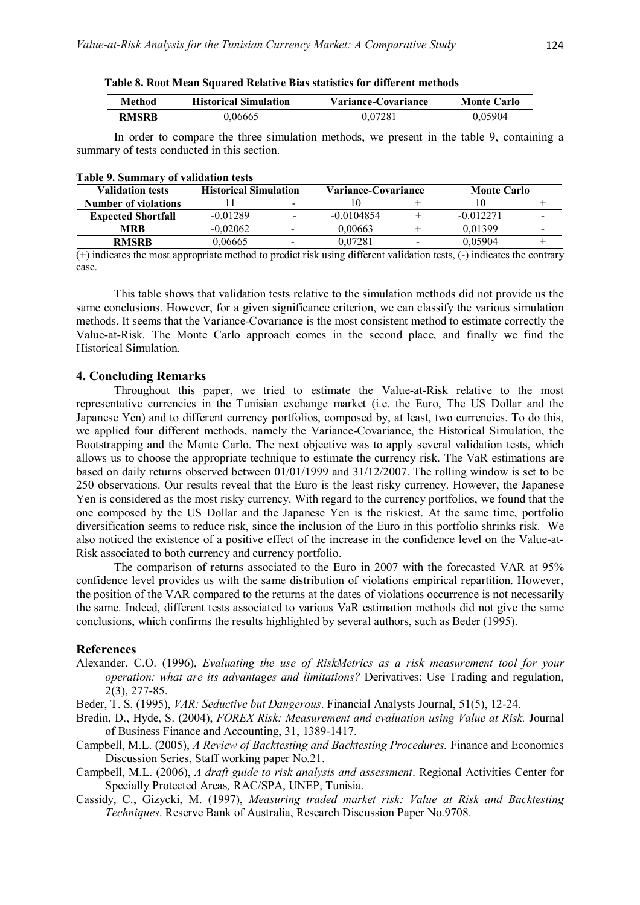**Table 8. Root Mean Squared Relative Bias statistics for different methods**

| Method | Historical Simulation | Variance-Covariance | Monte Carlo |
|---|---|---|---|
| **RMSRB** | 0,06665 | 0,07281 | 0,05904 |

In order to compare the three simulation methods, we present in the table 9, containing a summary of tests conducted in this section.

**Table 9. Summary of validation tests**

| Validation tests | Historical Simulation | | Variance-Covariance | | Monte Carlo | |
|---|---|---|---|---|---|---|
| **Number of violations** | 11 | - | 10 | + | 10 | + |
| **Expected Shortfall** | -0.01289 | - | -0.0104854 | + | -0.012271 | - |
| **MRB** | -0,02062 | - | 0,00663 | + | 0,01399 | - |
| **RMSRB** | 0,06665 | - | 0,07281 | - | 0,05904 | + |

(+) indicates the most appropriate method to predict risk using different validation tests, (-) indicates the contrary case.

This table shows that validation tests relative to the simulation methods did not provide us the same conclusions. However, for a given significance criterion, we can classify the various simulation methods. It seems that the Variance-Covariance is the most consistent method to estimate correctly the Value-at-Risk. The Monte Carlo approach comes in the second place, and finally we find the Historical Simulation.

## 4. Concluding Remarks

Throughout this paper, we tried to estimate the Value-at-Risk relative to the most representative currencies in the Tunisian exchange market (i.e. the Euro, The US Dollar and the Japanese Yen) and to different currency portfolios, composed by, at least, two currencies. To do this, we applied four different methods, namely the Variance-Covariance, the Historical Simulation, the Bootstrapping and the Monte Carlo. The next objective was to apply several validation tests, which allows us to choose the appropriate technique to estimate the currency risk. The VaR estimations are based on daily returns observed between 01/01/1999 and 31/12/2007. The rolling window is set to be 250 observations. Our results reveal that the Euro is the least risky currency. However, the Japanese Yen is considered as the most risky currency. With regard to the currency portfolios, we found that the one composed by the US Dollar and the Japanese Yen is the riskiest. At the same time, portfolio diversification seems to reduce risk, since the inclusion of the Euro in this portfolio shrinks risk. We also noticed the existence of a positive effect of the increase in the confidence level on the Value-at-Risk associated to both currency and currency portfolio.

The comparison of returns associated to the Euro in 2007 with the forecasted VAR at 95% confidence level provides us with the same distribution of violations empirical repartition. However, the position of the VAR compared to the returns at the dates of violations occurrence is not necessarily the same. Indeed, different tests associated to various VaR estimation methods did not give the same conclusions, which confirms the results highlighted by several authors, such as Beder (1995).

## References

Alexander, C.O. (1996), *Evaluating the use of RiskMetrics as a risk measurement tool for your operation: what are its advantages and limitations?* Derivatives: Use Trading and regulation, 2(3), 277-85.

Beder, T. S. (1995), *VAR: Seductive but Dangerous*. Financial Analysts Journal, 51(5), 12-24.

Bredin, D., Hyde, S. (2004), *FOREX Risk: Measurement and evaluation using Value at Risk.* Journal of Business Finance and Accounting, 31, 1389-1417.

Campbell, M.L. (2005), *A Review of Backtesting and Backtesting Procedures.* Finance and Economics Discussion Series, Staff working paper No.21.

Campbell, M.L. (2006), *A draft guide to risk analysis and assessment*. Regional Activities Center for Specially Protected Areas*,* RAC/SPA, UNEP, Tunisia.

Cassidy, C., Gizycki, M. (1997), *Measuring traded market risk: Value at Risk and Backtesting Techniques*. Reserve Bank of Australia, Research Discussion Paper No.9708.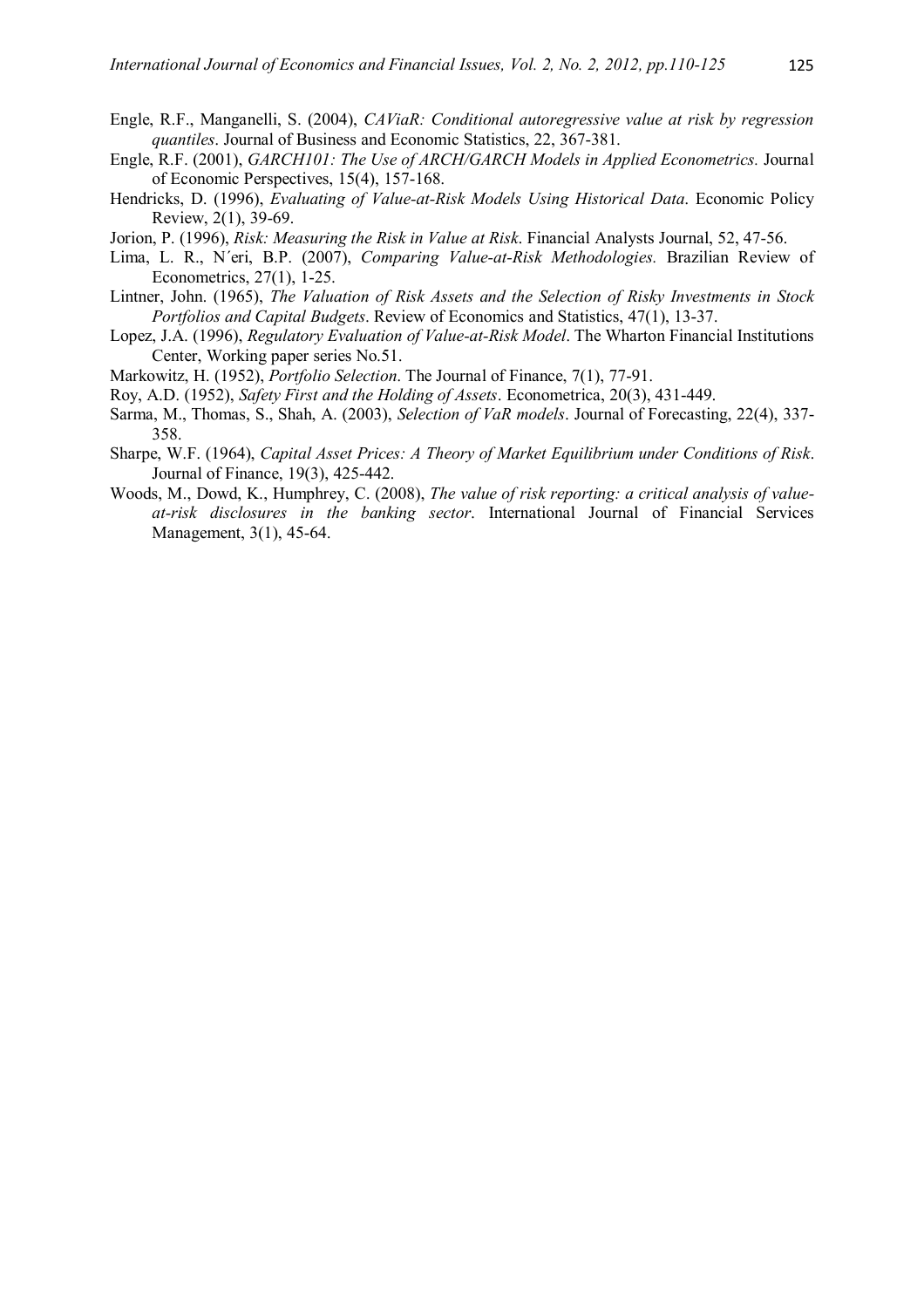Engle, R.F., Manganelli, S. (2004), *CAViaR: Conditional autoregressive value at risk by regression quantiles*. Journal of Business and Economic Statistics, 22, 367-381.

Engle, R.F. (2001), *GARCH101: The Use of ARCH/GARCH Models in Applied Econometrics.* Journal of Economic Perspectives, 15(4), 157-168.

Hendricks, D. (1996), *Evaluating of Value-at-Risk Models Using Historical Data*. Economic Policy Review, 2(1), 39-69.

Jorion, P. (1996), *Risk: Measuring the Risk in Value at Risk*. Financial Analysts Journal, 52, 47-56.

Lima, L. R., N´eri, B.P. (2007), *Comparing Value-at-Risk Methodologies.* Brazilian Review of Econometrics, 27(1), 1-25.

Lintner, John. (1965), *The Valuation of Risk Assets and the Selection of Risky Investments in Stock Portfolios and Capital Budgets*. Review of Economics and Statistics, 47(1), 13-37.

Lopez, J.A. (1996), *Regulatory Evaluation of Value-at-Risk Model*. The Wharton Financial Institutions Center, Working paper series No.51.

Markowitz, H. (1952), *Portfolio Selection*. The Journal of Finance, 7(1), 77-91.

Roy, A.D. (1952), *Safety First and the Holding of Assets*. Econometrica, 20(3), 431-449.

Sarma, M., Thomas, S., Shah, A. (2003), *Selection of VaR models*. Journal of Forecasting, 22(4), 337-358.

Sharpe, W.F. (1964), *Capital Asset Prices: A Theory of Market Equilibrium under Conditions of Risk*. Journal of Finance, 19(3), 425-442.

Woods, M., Dowd, K., Humphrey, C. (2008), *The value of risk reporting: a critical analysis of value-at-risk disclosures in the banking sector*. International Journal of Financial Services Management, 3(1), 45-64.